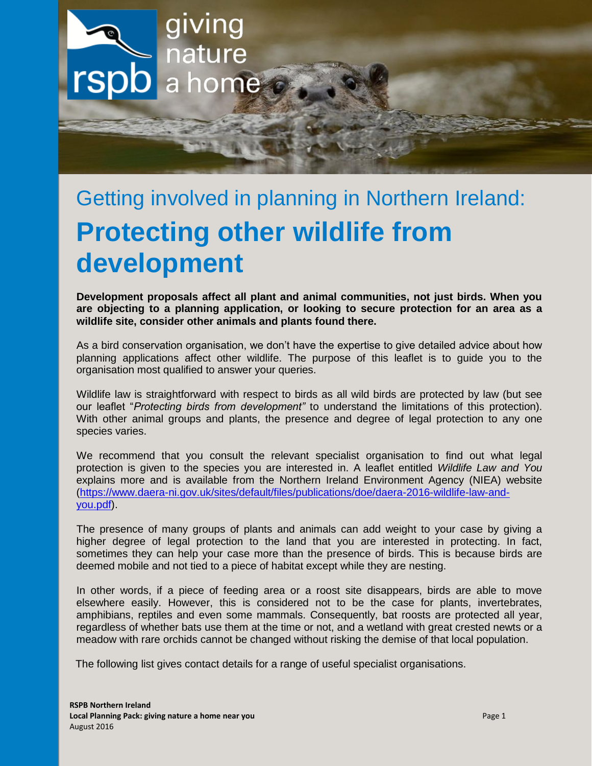# Getting involved in planning in Northern Ireland:

# Protecting other wildlife from development

**Development proposals affect all plant and animal communities, not just birds. When you are objecting to a planning application, or looking to secure protection for an area as a wildlife site, consider other animals and plants found there.**

As a bird conservation organisation, we don't have the expertise to give detailed advice about how planning applications affect other wildlife. The purpose of this leaflet is to guide you to the organisation most qualified to answer your queries.

Wildlife law is straightforward with respect to birds as all wild birds are protected by law (but see our leaflet "*Protecting birds from development"* to understand the limitations of this protection). With other animal groups and plants, the presence and degree of legal protection to any one species varies.

We recommend that you consult the relevant specialist organisation to find out what legal protection is given to the species you are interested in. A leaflet entitled *Wildlife Law and You* explains more and is available from the Northern Ireland Environment Agency (NIEA) website (https://www.daera-ni.gov.uk/sites/default/files/publications/doe/daera-2016-wildlife-law-and-you.pdf).

The presence of many groups of plants and animals can add weight to your case by giving a higher degree of legal protection to the land that you are interested in protecting. In fact, sometimes they can help your case more than the presence of birds. This is because birds are deemed mobile and not tied to a piece of habitat except while they are nesting.

In other words, if a piece of feeding area or a roost site disappears, birds are able to move elsewhere easily. However, this is considered not to be the case for plants, invertebrates, amphibians, reptiles and even some mammals. Consequently, bat roosts are protected all year, regardless of whether bats use them at the time or not, and a wetland with great crested newts or a meadow with rare orchids cannot be changed without risking the demise of that local population.

The following list gives contact details for a range of useful specialist organisations.

**RSPB Northern Ireland**
**Local Planning Pack: giving nature a home near you**
August 2016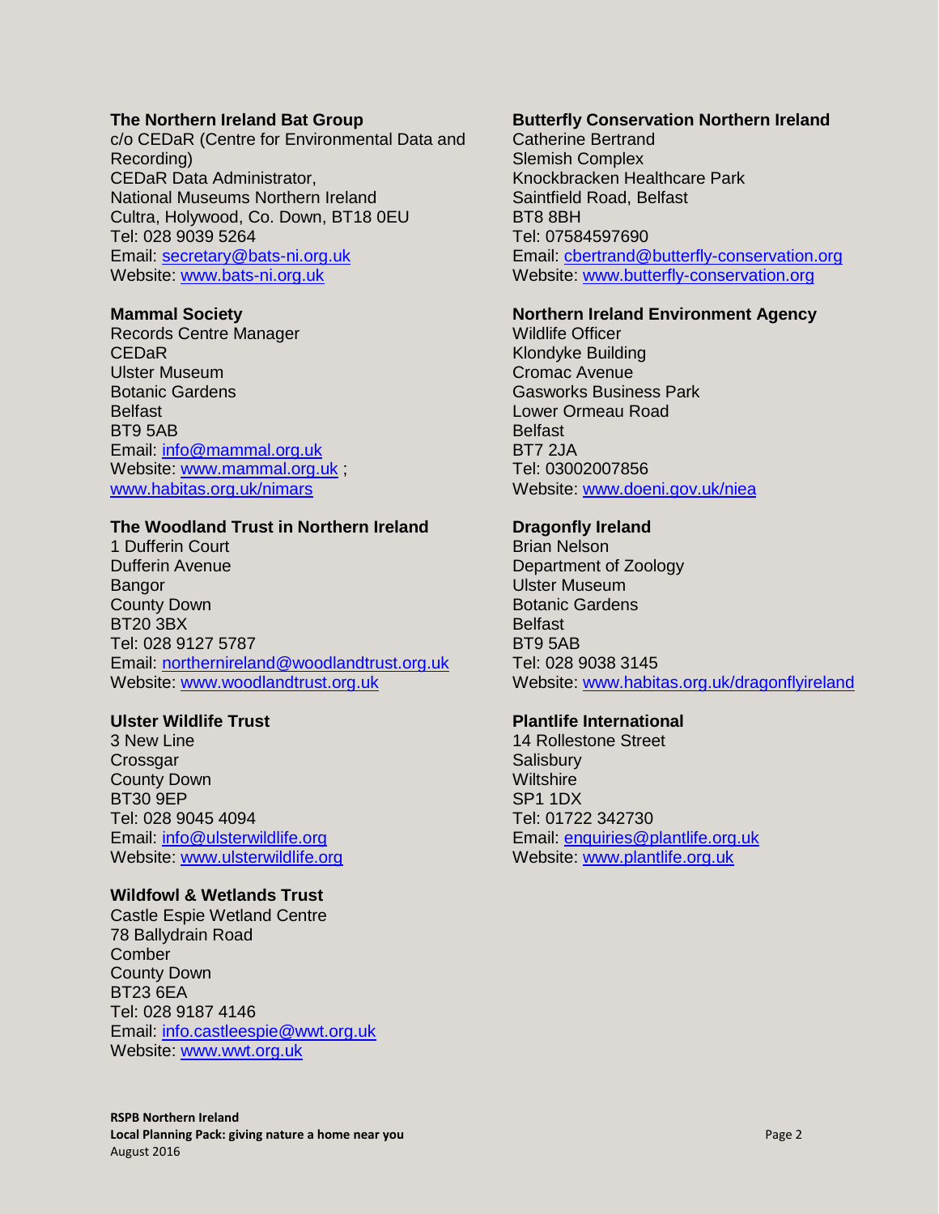**The Northern Ireland Bat Group**
c/o CEDaR (Centre for Environmental Data and Recording)
CEDaR Data Administrator,
National Museums Northern Ireland
Cultra, Holywood, Co. Down, BT18 0EU
Tel: 028 9039 5264
Email: secretary@bats-ni.org.uk
Website: www.bats-ni.org.uk

**Mammal Society**
Records Centre Manager
CEDaR
Ulster Museum
Botanic Gardens
Belfast
BT9 5AB
Email: info@mammal.org.uk
Website: www.mammal.org.uk ; www.habitas.org.uk/nimars

**The Woodland Trust in Northern Ireland**
1 Dufferin Court
Dufferin Avenue
Bangor
County Down
BT20 3BX
Tel: 028 9127 5787
Email: northernireland@woodlandtrust.org.uk
Website: www.woodlandtrust.org.uk

**Ulster Wildlife Trust**
3 New Line
Crossgar
County Down
BT30 9EP
Tel: 028 9045 4094
Email: info@ulsterwildlife.org
Website: www.ulsterwildlife.org

**Wildfowl & Wetlands Trust**
Castle Espie Wetland Centre
78 Ballydrain Road
Comber
County Down
BT23 6EA
Tel: 028 9187 4146
Email: info.castleespie@wwt.org.uk
Website: www.wwt.org.uk

**Butterfly Conservation Northern Ireland**
Catherine Bertrand
Slemish Complex
Knockbracken Healthcare Park
Saintfield Road, Belfast
BT8 8BH
Tel: 07584597690
Email: cbertrand@butterfly-conservation.org
Website: www.butterfly-conservation.org

**Northern Ireland Environment Agency**
Wildlife Officer
Klondyke Building
Cromac Avenue
Gasworks Business Park
Lower Ormeau Road
Belfast
BT7 2JA
Tel: 03002007856
Website: www.doeni.gov.uk/niea

**Dragonfly Ireland**
Brian Nelson
Department of Zoology
Ulster Museum
Botanic Gardens
Belfast
BT9 5AB
Tel: 028 9038 3145
Website: www.habitas.org.uk/dragonflyireland

**Plantlife International**
14 Rollestone Street
Salisbury
Wiltshire
SP1 1DX
Tel: 01722 342730
Email: enquiries@plantlife.org.uk
Website: www.plantlife.org.uk